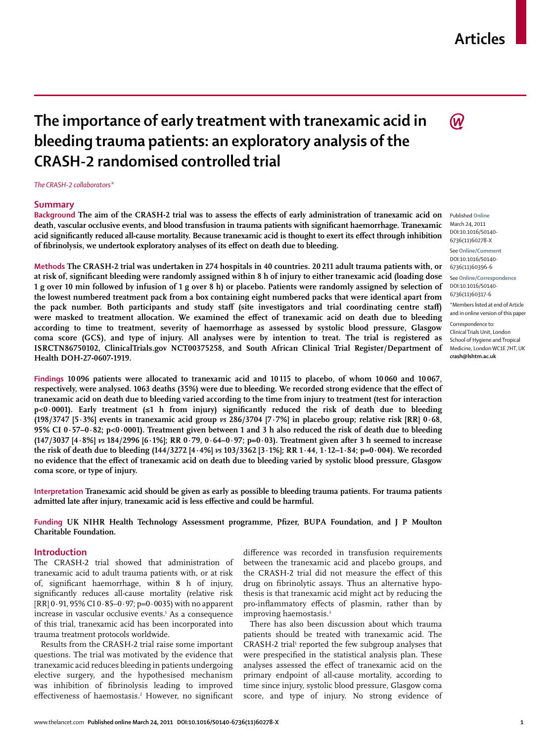# The importance of early treatment with tranexamic acid in bleeding trauma patients: an exploratory analysis of the CRASH-2 randomised controlled trial

*The CRASH-2 collaborators**

## Summary

**Background** The aim of the CRASH-2 trial was to assess the effects of early administration of tranexamic acid on death, vascular occlusive events, and blood transfusion in trauma patients with significant haemorrhage. Tranexamic acid significantly reduced all-cause mortality. Because tranexamic acid is thought to exert its effect through inhibition of fibrinolysis, we undertook exploratory analyses of its effect on death due to bleeding.

**Methods** The CRASH-2 trial was undertaken in 274 hospitals in 40 countries. 20 211 adult trauma patients with, or at risk of, significant bleeding were randomly assigned within 8 h of injury to either tranexamic acid (loading dose 1 g over 10 min followed by infusion of 1 g over 8 h) or placebo. Patients were randomly assigned by selection of the lowest numbered treatment pack from a box containing eight numbered packs that were identical apart from the pack number. Both participants and study staff (site investigators and trial coordinating centre staff) were masked to treatment allocation. We examined the effect of tranexamic acid on death due to bleeding according to time to treatment, severity of haemorrhage as assessed by systolic blood pressure, Glasgow coma score (GCS), and type of injury. All analyses were by intention to treat. The trial is registered as ISRCTN86750102, ClinicalTrials.gov NCT00375258, and South African Clinical Trial Register/Department of Health DOH-27-0607-1919.

**Findings** 10 096 patients were allocated to tranexamic acid and 10 115 to placebo, of whom 10 060 and 10 067, respectively, were analysed. 1063 deaths (35%) were due to bleeding. We recorded strong evidence that the effect of tranexamic acid on death due to bleeding varied according to the time from injury to treatment (test for interaction $p<0·0001$). Early treatment (≤1 h from injury) significantly reduced the risk of death due to bleeding (198/3747 [5·3%] events in tranexamic acid group *vs* 286/3704 [7·7%] in placebo group; relative risk [RR] 0·68, 95% CI 0·57–0·82; $p<0·0001$). Treatment given between 1 and 3 h also reduced the risk of death due to bleeding (147/3037 [4·8%] *vs* 184/2996 [6·1%]; RR 0·79, 0·64–0·97; $p=0·03$). Treatment given after 3 h seemed to increase the risk of death due to bleeding (144/3272 [4·4%] *vs* 103/3362 [3·1%]; RR 1·44, 1·12–1·84; $p=0·004$). We recorded no evidence that the effect of tranexamic acid on death due to bleeding varied by systolic blood pressure, Glasgow coma score, or type of injury.

**Interpretation** Tranexamic acid should be given as early as possible to bleeding trauma patients. For trauma patients admitted late after injury, tranexamic acid is less effective and could be harmful.

**Funding** UK NIHR Health Technology Assessment programme, Pfizer, BUPA Foundation, and J P Moulton Charitable Foundation.

Published Online March 24, 2011 DOI:10.1016/S0140-6736(11)60278-X

See Online/Comment DOI:10.1016/S0140-6736(11)60396-6

See Online/Correspondence DOI:10.1016/S0140-6736(11)60317-6

*Members listed at end of Article and in online version of this paper

Correspondence to: Clinical Trials Unit, London School of Hygiene and Tropical Medicine, London WC1E 7HT, UK **crash@lshtm.ac.uk**

## Introduction

The CRASH-2 trial showed that administration of tranexamic acid to adult trauma patients with, or at risk of, significant haemorrhage, within 8 h of injury, significantly reduces all-cause mortality (relative risk [RR] 0·91, 95% CI 0·85–0·97; $p=0·0035$) with no apparent increase in vascular occlusive events.[1] As a consequence of this trial, tranexamic acid has been incorporated into trauma treatment protocols worldwide.

Results from the CRASH-2 trial raise some important questions. The trial was motivated by the evidence that tranexamic acid reduces bleeding in patients undergoing elective surgery, and the hypothesised mechanism was inhibition of fibrinolysis leading to improved effectiveness of haemostasis.[2] However, no significant difference was recorded in transfusion requirements between the tranexamic acid and placebo groups, and the CRASH-2 trial did not measure the effect of this drug on fibrinolytic assays. Thus an alternative hypothesis is that tranexamic acid might act by reducing the pro-inflammatory effects of plasmin, rather than by improving haemostasis.[3]

There has also been discussion about which trauma patients should be treated with tranexamic acid. The CRASH-2 trial[1] reported the few subgroup analyses that were prespecified in the statistical analysis plan. These analyses assessed the effect of tranexamic acid on the primary endpoint of all-cause mortality, according to time since injury, systolic blood pressure, Glasgow coma score, and type of injury. No strong evidence of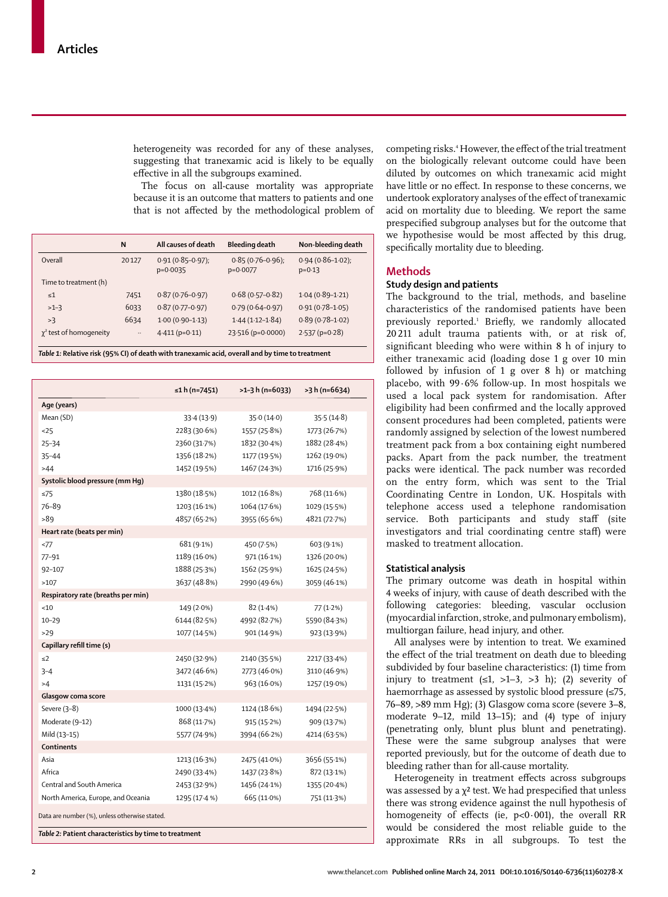heterogeneity was recorded for any of these analyses, suggesting that tranexamic acid is likely to be equally effective in all the subgroups examined.

The focus on all-cause mortality was appropriate because it is an outcome that matters to patients and one that is not affected by the methodological problem of competing risks.[4] However, the effect of the trial treatment on the biologically relevant outcome could have been diluted by outcomes on which tranexamic acid might have little or no effect. In response to these concerns, we undertook exploratory analyses of the effect of tranexamic acid on mortality due to bleeding. We report the same prespecified subgroup analyses but for the outcome that we hypothesise would be most affected by this drug, specifically mortality due to bleeding.

| | N | All causes of death | Bleeding death | Non-bleeding death |
|---|---|---|---|---|
| Overall | 20127 | 0·91 (0·85–0·97); p=0·0035 | 0·85 (0·76–0·96); p=0·0077 | 0·94 (0·86–1·02); p=0·13 |
| Time to treatment (h) | | | | |
| ≤1 | 7451 | 0·87 (0·76–0·97) | 0·68 (0·57–0·82) | 1·04 (0·89–1·21) |
| >1–3 | 6033 | 0·87 (0·77–0·97) | 0·79 (0·64–0·97) | 0·91 (0·78–1·05) |
| >3 | 6634 | 1·00 (0·90–1·13) | 1·44 (1·12–1·84) | 0·89 (0·78–1·02) |
| $\chi^2$ test of homogeneity | .. | 4·411 (p=0·11) | 23·516 (p=0·0000) | 2·537 (p=0·28) |

*Table 1:* Relative risk (95% CI) of death with tranexamic acid, overall and by time to treatment

| | ≤1 h (n=7451) | >1–3 h (n=6033) | >3 h (n=6634) |
|---|---|---|---|
| **Age (years)** | | | |
| Mean (SD) | 33·4 (13·9) | 35·0 (14·0) | 35·5 (14·8) |
| <25 | 2283 (30·6%) | 1557 (25·8%) | 1773 (26·7%) |
| 25–34 | 2360 (31·7%) | 1832 (30·4%) | 1882 (28·4%) |
| 35–44 | 1356 (18·2%) | 1177 (19·5%) | 1262 (19·0%) |
| >44 | 1452 (19·5%) | 1467 (24·3%) | 1716 (25·9%) |
| **Systolic blood pressure (mm Hg)** | | | |
| ≤75 | 1380 (18·5%) | 1012 (16·8%) | 768 (11·6%) |
| 76–89 | 1203 (16·1%) | 1064 (17·6%) | 1029 (15·5%) |
| >89 | 4857 (65·2%) | 3955 (65·6%) | 4821 (72·7%) |
| **Heart rate (beats per min)** | | | |
| <77 | 681 (9·1%) | 450 (7·5%) | 603 (9·1%) |
| 77–91 | 1189 (16·0%) | 971 (16·1%) | 1326 (20·0%) |
| 92–107 | 1888 (25·3%) | 1562 (25·9%) | 1625 (24·5%) |
| >107 | 3637 (48·8%) | 2990 (49·6%) | 3059 (46·1%) |
| **Respiratory rate (breaths per min)** | | | |
| <10 | 149 (2·0%) | 82 (1·4%) | 77 (1·2%) |
| 10–29 | 6144 (82·5%) | 4992 (82·7%) | 5590 (84·3%) |
| >29 | 1077 (14·5%) | 901 (14·9%) | 923 (13·9%) |
| **Capillary refill time (s)** | | | |
| ≤2 | 2450 (32·9%) | 2140 (35·5%) | 2217 (33·4%) |
| 3–4 | 3472 (46·6%) | 2773 (46·0%) | 3110 (46·9%) |
| >4 | 1131 (15·2%) | 963 (16·0%) | 1257 (19·0%) |
| **Glasgow coma score** | | | |
| Severe (3–8) | 1000 (13·4%) | 1124 (18·6%) | 1494 (22·5%) |
| Moderate (9–12) | 868 (11·7%) | 915 (15·2%) | 909 (13·7%) |
| Mild (13–15) | 5577 (74·9%) | 3994 (66·2%) | 4214 (63·5%) |
| **Continents** | | | |
| Asia | 1213 (16·3%) | 2475 (41·0%) | 3656 (55·1%) |
| Africa | 2490 (33·4%) | 1437 (23·8%) | 872 (13·1%) |
| Central and South America | 2453 (32·9%) | 1456 (24·1%) | 1355 (20·4%) |
| North America, Europe, and Oceania | 1295 (17·4 %) | 665 (11·0%) | 751 (11·3%) |

Data are number (%), unless otherwise stated.

*Table 2:* Patient characteristics by time to treatment

## Methods

### Study design and patients

The background to the trial, methods, and baseline characteristics of the randomised patients have been previously reported.[1] Briefly, we randomly allocated 20 211 adult trauma patients with, or at risk of, significant bleeding who were within 8 h of injury to either tranexamic acid (loading dose 1 g over 10 min followed by infusion of 1 g over 8 h) or matching placebo, with 99·6% follow-up. In most hospitals we used a local pack system for randomisation. After eligibility had been confirmed and the locally approved consent procedures had been completed, patients were randomly assigned by selection of the lowest numbered treatment pack from a box containing eight numbered packs. Apart from the pack number, the treatment packs were identical. The pack number was recorded on the entry form, which was sent to the Trial Coordinating Centre in London, UK. Hospitals with telephone access used a telephone randomisation service. Both participants and study staff (site investigators and trial coordinating centre staff) were masked to treatment allocation.

### Statistical analysis

The primary outcome was death in hospital within 4 weeks of injury, with cause of death described with the following categories: bleeding, vascular occlusion (myocardial infarction, stroke, and pulmonary embolism), multiorgan failure, head injury, and other.

All analyses were by intention to treat. We examined the effect of the trial treatment on death due to bleeding subdivided by four baseline characteristics: (1) time from injury to treatment (≤1, >1–3, >3 h); (2) severity of haemorrhage as assessed by systolic blood pressure (≤75, 76–89, >89 mm Hg); (3) Glasgow coma score (severe 3–8, moderate 9–12, mild 13–15); and (4) type of injury (penetrating only, blunt plus blunt and penetrating). These were the same subgroup analyses that were reported previously, but for the outcome of death due to bleeding rather than for all-cause mortality.

Heterogeneity in treatment effects across subgroups was assessed by a $\chi^2$ test. We had prespecified that unless there was strong evidence against the null hypothesis of homogeneity of effects (ie, $p<0{\cdot}001$), the overall RR would be considered the most reliable guide to the approximate RRs in all subgroups. To test the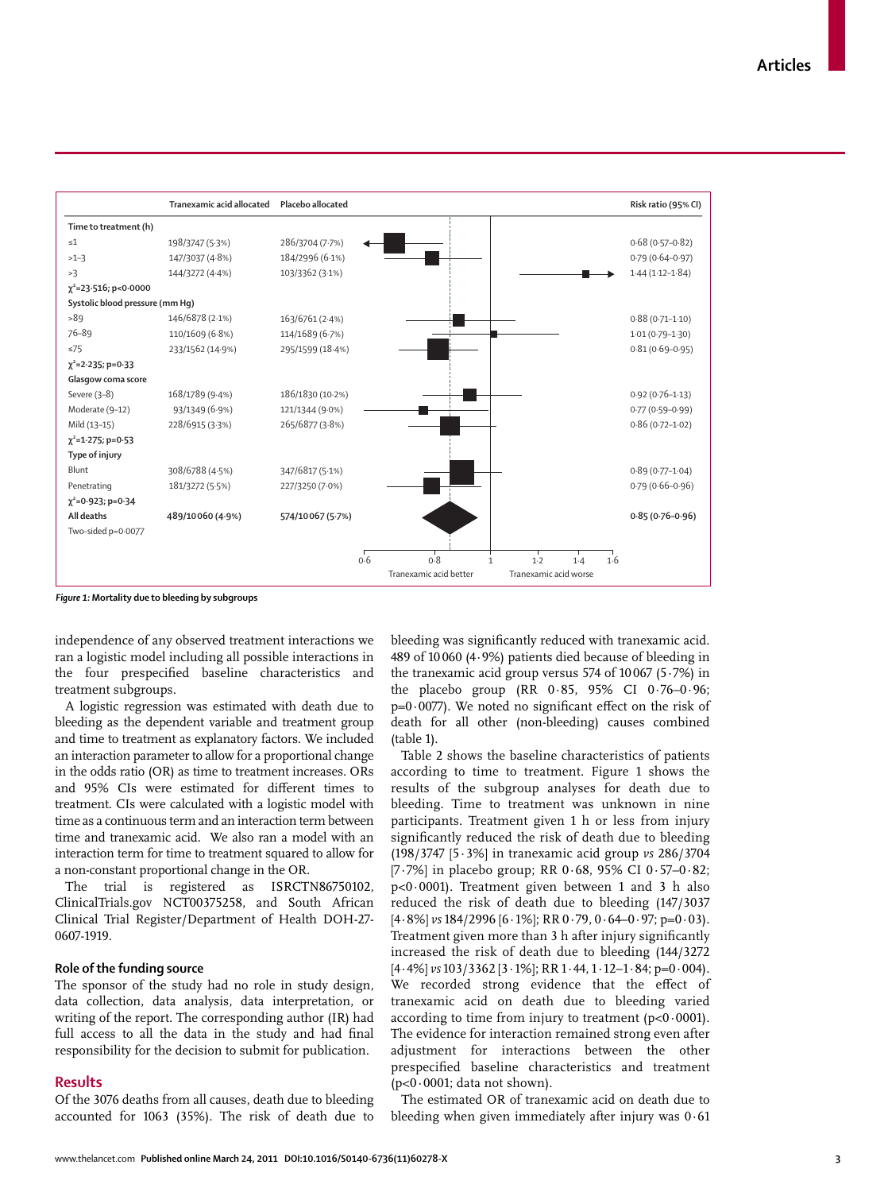| | Tranexamic acid allocated | Placebo allocated | Risk ratio (95% CI) |
|---|---|---|---|
| **Time to treatment (h)** | | | |
| ≤1 | 198/3747 (5·3%) | 286/3704 (7·7%) | 0·68 (0·57–0·82) |
| >1–3 | 147/3037 (4·8%) | 184/2996 (6·1%) | 0·79 (0·64–0·97) |
| >3 | 144/3272 (4·4%) | 103/3362 (3·1%) | 1·44 (1·12–1·84) |
| $\chi^2$=23·516; p<0·0000 | | | |
| **Systolic blood pressure (mm Hg)** | | | |
| >89 | 146/6878 (2·1%) | 163/6761 (2·4%) | 0·88 (0·71–1·10) |
| 76–89 | 110/1609 (6·8%) | 114/1689 (6·7%) | 1·01 (0·79–1·30) |
| ≤75 | 233/1562 (14·9%) | 295/1599 (18·4%) | 0·81 (0·69–0·95) |
| $\chi^2$=2·235; p=0·33 | | | |
| **Glasgow coma score** | | | |
| Severe (3–8) | 168/1789 (9·4%) | 186/1830 (10·2%) | 0·92 (0·76–1·13) |
| Moderate (9–12) | 93/1349 (6·9%) | 121/1344 (9·0%) | 0·77 (0·59–0·99) |
| Mild (13–15) | 228/6915 (3·3%) | 265/6877 (3·8%) | 0·86 (0·72–1·02) |
| $\chi^2$=1·275; p=0·53 | | | |
| **Type of injury** | | | |
| Blunt | 308/6788 (4·5%) | 347/6817 (5·1%) | 0·89 (0·77–1·04) |
| Penetrating | 181/3272 (5·5%) | 227/3250 (7·0%) | 0·79 (0·66–0·96) |
| $\chi^2$=0·923; p=0·34 | | | |
| **All deaths** | **489/10 060 (4·9%)** | **574/10 067 (5·7%)** | **0·85 (0·76–0·96)** |
| Two-sided p=0·0077 | | | |

Axis: 0·6, 0·8, 1, 1·2, 1·4, 1·6 — Tranexamic acid better / Tranexamic acid worse

**Figure 1:** Mortality due to bleeding by subgroups

independence of any observed treatment interactions we ran a logistic model including all possible interactions in the four prespecified baseline characteristics and treatment subgroups.

A logistic regression was estimated with death due to bleeding as the dependent variable and treatment group and time to treatment as explanatory factors. We included an interaction parameter to allow for a proportional change in the odds ratio (OR) as time to treatment increases. ORs and 95% CIs were estimated for different times to treatment. CIs were calculated with a logistic model with time as a continuous term and an interaction term between time and tranexamic acid. We also ran a model with an interaction term for time to treatment squared to allow for a non-constant proportional change in the OR.

The trial is registered as ISRCTN86750102, ClinicalTrials.gov NCT00375258, and South African Clinical Trial Register/Department of Health DOH-27-0607-1919.

### Role of the funding source

The sponsor of the study had no role in study design, data collection, data analysis, data interpretation, or writing of the report. The corresponding author (IR) had full access to all the data in the study and had final responsibility for the decision to submit for publication.

## Results

Of the 3076 deaths from all causes, death due to bleeding accounted for 1063 (35%). The risk of death due to bleeding was significantly reduced with tranexamic acid. 489 of 10 060 (4·9%) patients died because of bleeding in the tranexamic acid group versus 574 of 10 067 (5·7%) in the placebo group (RR 0·85, 95% CI 0·76–0·96; p=0·0077). We noted no significant effect on the risk of death for all other (non-bleeding) causes combined (table 1).

Table 2 shows the baseline characteristics of patients according to time to treatment. Figure 1 shows the results of the subgroup analyses for death due to bleeding. Time to treatment was unknown in nine participants. Treatment given 1 h or less from injury significantly reduced the risk of death due to bleeding (198/3747 [5·3%] in tranexamic acid group *vs* 286/3704 [7·7%] in placebo group; RR 0·68, 95% CI 0·57–0·82; p<0·0001). Treatment given between 1 and 3 h also reduced the risk of death due to bleeding (147/3037 [4·8%] *vs* 184/2996 [6·1%]; RR 0·79, 0·64–0·97; p=0·03). Treatment given more than 3 h after injury significantly increased the risk of death due to bleeding (144/3272 [4·4%] *vs* 103/3362 [3·1%]; RR 1·44, 1·12–1·84; p=0·004). We recorded strong evidence that the effect of tranexamic acid on death due to bleeding varied according to time from injury to treatment (p<0·0001). The evidence for interaction remained strong even after adjustment for interactions between the other prespecified baseline characteristics and treatment (p<0·0001; data not shown).

The estimated OR of tranexamic acid on death due to bleeding when given immediately after injury was 0·61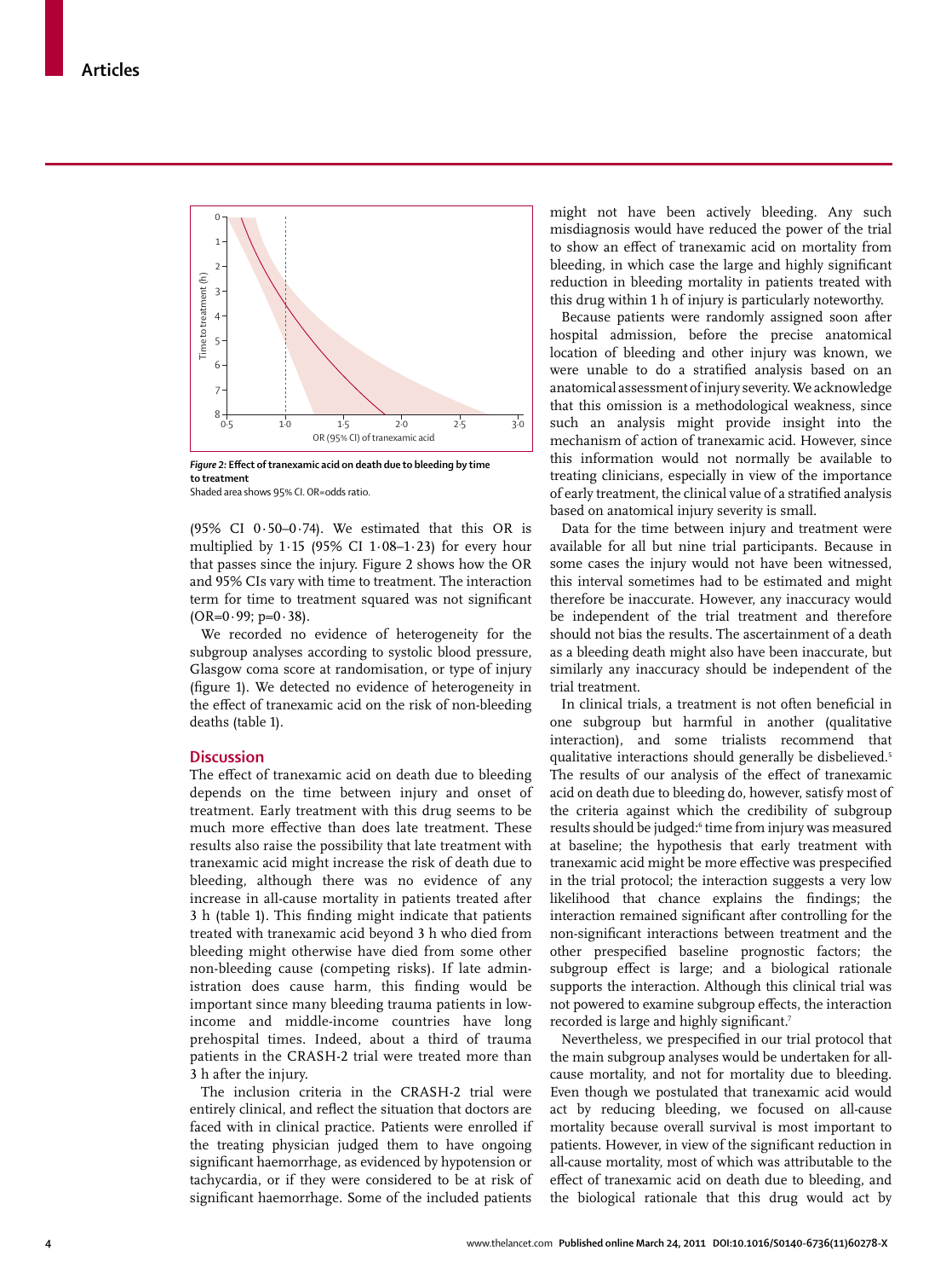0
1
2
3
4
5
6
7
8
Time to treatment (h)
0·5
1·0
1·5
2·0
2·5
3·0
OR (95% CI) of tranexamic acid

*Figure 2:* **Effect of tranexamic acid on death due to bleeding by time to treatment**
Shaded area shows 95% CI. OR=odds ratio.

(95% CI 0·50–0·74). We estimated that this OR is multiplied by 1·15 (95% CI 1·08–1·23) for every hour that passes since the injury. Figure 2 shows how the OR and 95% CIs vary with time to treatment. The interaction term for time to treatment squared was not significant (OR=0·99; p=0·38).

We recorded no evidence of heterogeneity for the subgroup analyses according to systolic blood pressure, Glasgow coma score at randomisation, or type of injury (figure 1). We detected no evidence of heterogeneity in the effect of tranexamic acid on the risk of non-bleeding deaths (table 1).

## Discussion

The effect of tranexamic acid on death due to bleeding depends on the time between injury and onset of treatment. Early treatment with this drug seems to be much more effective than does late treatment. These results also raise the possibility that late treatment with tranexamic acid might increase the risk of death due to bleeding, although there was no evidence of any increase in all-cause mortality in patients treated after 3 h (table 1). This finding might indicate that patients treated with tranexamic acid beyond 3 h who died from bleeding might otherwise have died from some other non-bleeding cause (competing risks). If late administration does cause harm, this finding would be important since many bleeding trauma patients in low-income and middle-income countries have long prehospital times. Indeed, about a third of trauma patients in the CRASH-2 trial were treated more than 3 h after the injury.

The inclusion criteria in the CRASH-2 trial were entirely clinical, and reflect the situation that doctors are faced with in clinical practice. Patients were enrolled if the treating physician judged them to have ongoing significant haemorrhage, as evidenced by hypotension or tachycardia, or if they were considered to be at risk of significant haemorrhage. Some of the included patients might not have been actively bleeding. Any such misdiagnosis would have reduced the power of the trial to show an effect of tranexamic acid on mortality from bleeding, in which case the large and highly significant reduction in bleeding mortality in patients treated with this drug within 1 h of injury is particularly noteworthy.

Because patients were randomly assigned soon after hospital admission, before the precise anatomical location of bleeding and other injury was known, we were unable to do a stratified analysis based on an anatomical assessment of injury severity. We acknowledge that this omission is a methodological weakness, since such an analysis might provide insight into the mechanism of action of tranexamic acid. However, since this information would not normally be available to treating clinicians, especially in view of the importance of early treatment, the clinical value of a stratified analysis based on anatomical injury severity is small.

Data for the time between injury and treatment were available for all but nine trial participants. Because in some cases the injury would not have been witnessed, this interval sometimes had to be estimated and might therefore be inaccurate. However, any inaccuracy would be independent of the trial treatment and therefore should not bias the results. The ascertainment of a death as a bleeding death might also have been inaccurate, but similarly any inaccuracy should be independent of the trial treatment.

In clinical trials, a treatment is not often beneficial in one subgroup but harmful in another (qualitative interaction), and some trialists recommend that qualitative interactions should generally be disbelieved.[5] The results of our analysis of the effect of tranexamic acid on death due to bleeding do, however, satisfy most of the criteria against which the credibility of subgroup results should be judged:[6] time from injury was measured at baseline; the hypothesis that early treatment with tranexamic acid might be more effective was prespecified in the trial protocol; the interaction suggests a very low likelihood that chance explains the findings; the interaction remained significant after controlling for the non-significant interactions between treatment and the other prespecified baseline prognostic factors; the subgroup effect is large; and a biological rationale supports the interaction. Although this clinical trial was not powered to examine subgroup effects, the interaction recorded is large and highly significant.[7]

Nevertheless, we prespecified in our trial protocol that the main subgroup analyses would be undertaken for all-cause mortality, and not for mortality due to bleeding. Even though we postulated that tranexamic acid would act by reducing bleeding, we focused on all-cause mortality because overall survival is most important to patients. However, in view of the significant reduction in all-cause mortality, most of which was attributable to the effect of tranexamic acid on death due to bleeding, and the biological rationale that this drug would act by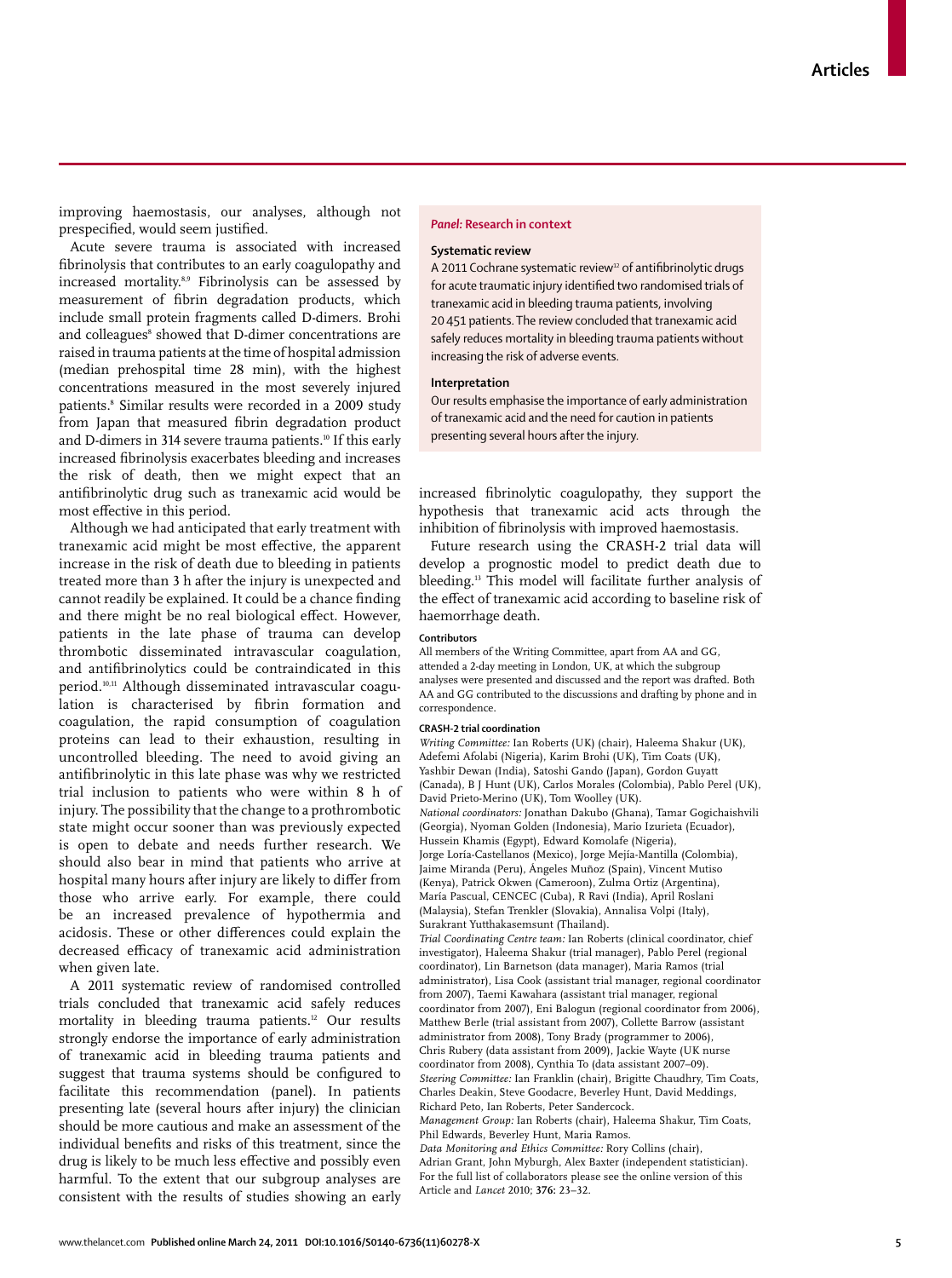improving haemostasis, our analyses, although not prespecified, would seem justified.

Acute severe trauma is associated with increased fibrinolysis that contributes to an early coagulopathy and increased mortality.[8,9] Fibrinolysis can be assessed by measurement of fibrin degradation products, which include small protein fragments called D-dimers. Brohi and colleagues[8] showed that D-dimer concentrations are raised in trauma patients at the time of hospital admission (median prehospital time 28 min), with the highest concentrations measured in the most severely injured patients.[8] Similar results were recorded in a 2009 study from Japan that measured fibrin degradation product and D-dimers in 314 severe trauma patients.[10] If this early increased fibrinolysis exacerbates bleeding and increases the risk of death, then we might expect that an antifibrinolytic drug such as tranexamic acid would be most effective in this period.

Although we had anticipated that early treatment with tranexamic acid might be most effective, the apparent increase in the risk of death due to bleeding in patients treated more than 3 h after the injury is unexpected and cannot readily be explained. It could be a chance finding and there might be no real biological effect. However, patients in the late phase of trauma can develop thrombotic disseminated intravascular coagulation, and antifibrinolytics could be contraindicated in this period.[10,11] Although disseminated intravascular coagulation is characterised by fibrin formation and coagulation, the rapid consumption of coagulation proteins can lead to their exhaustion, resulting in uncontrolled bleeding. The need to avoid giving an antifibrinolytic in this late phase was why we restricted trial inclusion to patients who were within 8 h of injury. The possibility that the change to a prothrombotic state might occur sooner than was previously expected is open to debate and needs further research. We should also bear in mind that patients who arrive at hospital many hours after injury are likely to differ from those who arrive early. For example, there could be an increased prevalence of hypothermia and acidosis. These or other differences could explain the decreased efficacy of tranexamic acid administration when given late.

A 2011 systematic review of randomised controlled trials concluded that tranexamic acid safely reduces mortality in bleeding trauma patients.[12] Our results strongly endorse the importance of early administration of tranexamic acid in bleeding trauma patients and suggest that trauma systems should be configured to facilitate this recommendation (panel). In patients presenting late (several hours after injury) the clinician should be more cautious and make an assessment of the individual benefits and risks of this treatment, since the drug is likely to be much less effective and possibly even harmful. To the extent that our subgroup analyses are consistent with the results of studies showing an early increased fibrinolytic coagulopathy, they support the hypothesis that tranexamic acid acts through the inhibition of fibrinolysis with improved haemostasis.

Future research using the CRASH-2 trial data will develop a prognostic model to predict death due to bleeding.[13] This model will facilitate further analysis of the effect of tranexamic acid according to baseline risk of haemorrhage death.

> **Panel: Research in context**
>
> **Systematic review**
>
> A 2011 Cochrane systematic review[12] of antifibrinolytic drugs for acute traumatic injury identified two randomised trials of tranexamic acid in bleeding trauma patients, involving 20 451 patients. The review concluded that tranexamic acid safely reduces mortality in bleeding trauma patients without increasing the risk of adverse events.
>
> **Interpretation**
>
> Our results emphasise the importance of early administration of tranexamic acid and the need for caution in patients presenting several hours after the injury.

#### Contributors

All members of the Writing Committee, apart from AA and GG, attended a 2-day meeting in London, UK, at which the subgroup analyses were presented and discussed and the report was drafted. Both AA and GG contributed to the discussions and drafting by phone and in correspondence.

#### CRASH-2 trial coordination

*Writing Committee:* Ian Roberts (UK) (chair), Haleema Shakur (UK), Adefemi Afolabi (Nigeria), Karim Brohi (UK), Tim Coats (UK), Yashbir Dewan (India), Satoshi Gando (Japan), Gordon Guyatt (Canada), B J Hunt (UK), Carlos Morales (Colombia), Pablo Perel (UK), David Prieto-Merino (UK), Tom Woolley (UK).

*National coordinators:* Jonathan Dakubo (Ghana), Tamar Gogichaishvili (Georgia), Nyoman Golden (Indonesia), Mario Izurieta (Ecuador), Hussein Khamis (Egypt), Edward Komolafe (Nigeria), Jorge Loría-Castellanos (Mexico), Jorge Mejía-Mantilla (Colombia), Jaime Miranda (Peru), Ángeles Muñoz (Spain), Vincent Mutiso (Kenya), Patrick Okwen (Cameroon), Zulma Ortiz (Argentina), María Pascual, CENCEC (Cuba), R Ravi (India), April Roslani (Malaysia), Stefan Trenkler (Slovakia), Annalisa Volpi (Italy), Surakrant Yutthakasemsunt (Thailand).

*Trial Coordinating Centre team:* Ian Roberts (clinical coordinator, chief investigator), Haleema Shakur (trial manager), Pablo Perel (regional coordinator), Lin Barnetson (data manager), Maria Ramos (trial administrator), Lisa Cook (assistant trial manager, regional coordinator from 2007), Taemi Kawahara (assistant trial manager, regional coordinator from 2007), Eni Balogun (regional coordinator from 2006), Matthew Berle (trial assistant from 2007), Collette Barrow (assistant administrator from 2008), Tony Brady (programmer to 2006), Chris Rubery (data assistant from 2009), Jackie Wayte (UK nurse coordinator from 2008), Cynthia To (data assistant 2007–09).

*Steering Committee:* Ian Franklin (chair), Brigitte Chaudhry, Tim Coats, Charles Deakin, Steve Goodacre, Beverley Hunt, David Meddings, Richard Peto, Ian Roberts, Peter Sandercock.

*Management Group:* Ian Roberts (chair), Haleema Shakur, Tim Coats, Phil Edwards, Beverley Hunt, Maria Ramos.

*Data Monitoring and Ethics Committee:* Rory Collins (chair), Adrian Grant, John Myburgh, Alex Baxter (independent statistician). For the full list of collaborators please see the online version of this Article and *Lancet* 2010; **376:** 23–32.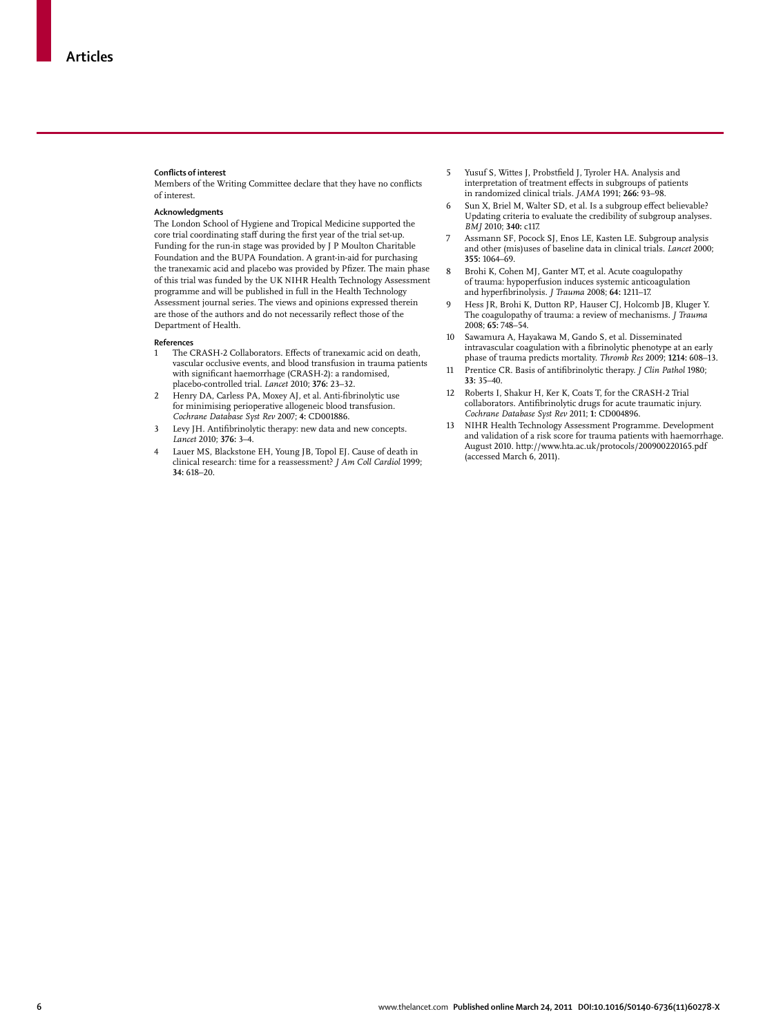### Conflicts of interest

Members of the Writing Committee declare that they have no conflicts of interest.

### Acknowledgments

The London School of Hygiene and Tropical Medicine supported the core trial coordinating staff during the first year of the trial set-up. Funding for the run-in stage was provided by J P Moulton Charitable Foundation and the BUPA Foundation. A grant-in-aid for purchasing the tranexamic acid and placebo was provided by Pfizer. The main phase of this trial was funded by the UK NIHR Health Technology Assessment programme and will be published in full in the Health Technology Assessment journal series. The views and opinions expressed therein are those of the authors and do not necessarily reflect those of the Department of Health.

### References

1. The CRASH-2 Collaborators. Effects of tranexamic acid on death, vascular occlusive events, and blood transfusion in trauma patients with significant haemorrhage (CRASH-2): a randomised, placebo-controlled trial. *Lancet* 2010; **376:** 23–32.
2. Henry DA, Carless PA, Moxey AJ, et al. Anti-fibrinolytic use for minimising perioperative allogeneic blood transfusion. *Cochrane Database Syst Rev* 2007; **4:** CD001886.
3. Levy JH. Antifibrinolytic therapy: new data and new concepts. *Lancet* 2010; **376:** 3–4.
4. Lauer MS, Blackstone EH, Young JB, Topol EJ. Cause of death in clinical research: time for a reassessment? *J Am Coll Cardiol* 1999; **34:** 618–20.
5. Yusuf S, Wittes J, Probstfield J, Tyroler HA. Analysis and interpretation of treatment effects in subgroups of patients in randomized clinical trials. *JAMA* 1991; **266:** 93–98.
6. Sun X, Briel M, Walter SD, et al. Is a subgroup effect believable? Updating criteria to evaluate the credibility of subgroup analyses. *BMJ* 2010; **340:** c117.
7. Assmann SF, Pocock SJ, Enos LE, Kasten LE. Subgroup analysis and other (mis)uses of baseline data in clinical trials. *Lancet* 2000; **355:** 1064–69.
8. Brohi K, Cohen MJ, Ganter MT, et al. Acute coagulopathy of trauma: hypoperfusion induces systemic anticoagulation and hyperfibrinolysis. *J Trauma* 2008; **64:** 1211–17.
9. Hess JR, Brohi K, Dutton RP, Hauser CJ, Holcomb JB, Kluger Y. The coagulopathy of trauma: a review of mechanisms. *J Trauma* 2008; **65:** 748–54.
10. Sawamura A, Hayakawa M, Gando S, et al. Disseminated intravascular coagulation with a fibrinolytic phenotype at an early phase of trauma predicts mortality. *Thromb Res* 2009; **1214:** 608–13.
11. Prentice CR. Basis of antifibrinolytic therapy. *J Clin Pathol* 1980; **33:** 35–40.
12. Roberts I, Shakur H, Ker K, Coats T, for the CRASH-2 Trial collaborators. Antifibrinolytic drugs for acute traumatic injury. *Cochrane Database Syst Rev* 2011; **1:** CD004896.
13. NIHR Health Technology Assessment Programme. Development and validation of a risk score for trauma patients with haemorrhage. August 2010. http://www.hta.ac.uk/protocols/200900220165.pdf (accessed March 6, 2011).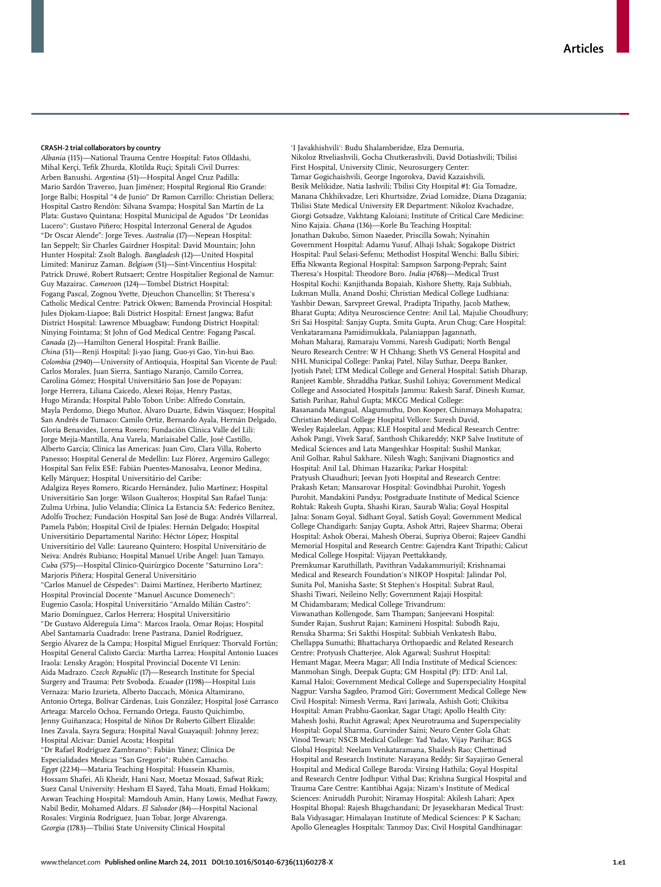**CRASH-2 trial collaborators by country**

*Albania* (115)—National Trauma Centre Hospital: Fatos Olldashi, Mihal Kerçi, Tefik Zhurda, Klotilda Ruçi; Spitali Civil Durres: Arben Banushi. *Argentina* (51)—Hospital Ángel Cruz Padilla: Mario Sardón Traverso, Juan Jiménez; Hospital Regional Rio Grande: Jorge Balbi; Hospital "4 de Junio" Dr Ramon Carrillo: Christian Dellera; Hospital Castro Rendón: Silvana Svampa; Hospital San Martín de La Plata: Gustavo Quintana; Hospital Municipal de Agudos "Dr Leonídas Lucero": Gustavo Piñero; Hospital Interzonal General de Agudos "Dr Oscar Alende": Jorge Teves. *Australia* (17)—Nepean Hospital: Ian Seppelt; Sir Charles Gairdner Hospital: David Mountain; John Hunter Hospital: Zsolt Balogh. *Bangladesh* (12)—United Hospital Limited: Maniruz Zaman. *Belgium* (51)—Sint-Vincentius Hospital: Patrick Druwé, Robert Rutsaert; Centre Hospitalier Regional de Namur: Guy Mazairac. *Cameroon* (124)—Tombel District Hospital: Fogang Pascal, Zognou Yvette, Djeuchon Chancellin; St Theresa's Catholic Medical Centre: Patrick Okwen; Bamenda Provincial Hospital: Jules Djokam-Liapoe; Bali District Hospital: Ernest Jangwa; Bafut District Hospital: Lawrence Mbuagbaw; Fundong District Hospital: Ninying Fointama; St John of God Medical Centre: Fogang Pascal. *Canada* (2)—Hamilton General Hospital: Frank Baillie. *China* (51)—Renji Hospital: Ji-yao Jiang, Guo-yi Gao, Yin-hui Bao. *Colombia* (2940)—University of Antioquia, Hospital San Vicente de Paul: Carlos Morales, Juan Sierra, Santiago Naranjo, Camilo Correa, Carolina Gómez; Hospital Universitário San Jose de Popayan: Jorge Herrera, Liliana Caicedo, Alexei Rojas, Henry Pastas, Hugo Miranda; Hospital Pablo Tobon Uribe: Alfredo Constaín, Mayla Perdomo, Diego Muñoz, Álvaro Duarte, Edwin Vásquez; Hospital San Andrés de Tumaco: Camilo Ortiz, Bernardo Ayala, Hernán Delgado, Gloria Benavides, Lorena Rosero; Fundación Clínica Valle del Lili: Jorge Mejía-Mantilla, Ana Varela, Maríaisabel Calle, José Castillo, Alberto García; Clínica las Americas: Juan Ciro, Clara Villa, Roberto Panesso; Hospital General de Medellin: Luz Flórez, Argemiro Gallego; Hospital San Felix ESE: Fabián Puentes-Manosalva, Leonor Medina, Kelly Márquez; Hospital Universitário del Caribe: Adalgiza Reyes Romero, Ricardo Hernández, Julio Martínez; Hospital Universitário San Jorge: Wilson Gualteros; Hospital San Rafael Tunja: Zulma Urbina, Julio Velandia; Clínica La Estancia SA: Federico Benítez, Adolfo Trochez; Fundación Hospital San José de Buga: Andrés Villarreal, Pamela Pabón; Hospital Civil de Ipiales: Hernán Delgado; Hospital Universitário Departamental Nariño: Héctor López; Hospital Universitário del Valle: Laureano Quintero; Hospital Universitário de Neiva: Andrés Rubiano; Hospital Manuel Uribe Ángel: Juan Tamayo. *Cuba* (575)—Hospital Clínico-Quirúrgico Docente "Saturnino Lora": Marjoris Piñera; Hospital General Universitário "Carlos Manuel de Céspedes": Daimi Martínez, Heriberto Martínez; Hospital Provincial Docente "Manuel Ascunce Domenech": Eugenio Casola; Hospital Universitário "Arnaldo Milián Castro": Mario Domínguez, Carlos Herrera; Hospital Universitário "Dr Gustavo Aldereguía Lima": Marcos Iraola, Omar Rojas; Hospital Abel Santamaría Cuadrado: Irene Pastrana, Daniel Rodríguez, Sergio Álvarez de la Campa; Hospital Miguel Enríquez: Thorvald Fortún; Hospital General Calixto García: Martha Larrea; Hospital Antonio Luaces Iraola: Lensky Aragón; Hospital Provincial Docente VI Lenin: Aida Madrazo. *Czech Republic* (17)—Research Institute for Special Surgery and Trauma: Petr Svoboda. *Ecuador* (1198)—Hospital Luis Vernaza: Mario Izurieta, Alberto Daccach, Mónica Altamirano, Antonio Ortega, Bolívar Cárdenas, Luis González; Hospital José Carrasco Arteaga: Marcelo Ochoa, Fernando Ortega, Fausto Quichimbo, Jenny Guiñanzaca; Hospital de Niños Dr Roberto Gilbert Elizalde: Ines Zavala, Sayra Segura; Hospital Naval Guayaquil: Johnny Jerez; Hospital Alcivar: Daniel Acosta; Hospital "Dr Rafael Rodríguez Zambrano": Fabián Yánez; Clínica De Especialidades Medicas "San Gregorio": Rubén Camacho. *Egypt* (2234)—Mataria Teaching Hospital: Hussein Khamis, Hossam Shafei, Ali Kheidr, Hani Nasr, Moetaz Mosaad, Safwat Rizk; Suez Canal University: Hesham El Sayed, Taha Moati, Emad Hokkam; Aswan Teaching Hospital: Mamdouh Amin, Hany Lowis, Medhat Fawzy, Nabil Bedir, Mohamed Aldars. *El Salvador* (84)—Hospital Nacional Rosales: Virginia Rodríguez, Juan Tobar, Jorge Alvarenga. *Georgia* (1783)—Tbilisi State University Clinical Hospital 'I Javakhishvili': Budu Shalamberidze, Elza Demuria, Nikoloz Rtveliashvili, Gocha Chutkerashvili, David Dotiashvili; Tbilisi First Hospital, University Clinic, Neurosurgery Center: Tamar Gogichaishvili, George Ingorokva, David Kazaishvili, Besik Melikidze, Natia Iashvili; Tbilisi City Hospital #1: Gia Tomadze, Manana Chkhikvadze, Leri Khurtsidze, Zviad Lomidze, Diana Dzagania; Tbilisi State Medical University ER Department: Nikoloz Kvachadze, Girgol Gotsadze, Vakhtang Kaloiani; Institute of Critical Care Medicine: Nino Kajaia. *Ghana* (136)—Korle Bu Teaching Hospital: Jonathan Dakubo, Simon Naaeder, Priscilla Sowah; Nyinahin Government Hospital: Adamu Yusuf, Alhaji Ishak; Sogakope District Hospital: Paul Selasi-Sefenu; Methodist Hospital Wenchi: Ballu Sibiri; Effia Nkwanta Regional Hospital: Sampson Sarpong-Peprah; Saint Theresa's Hospital: Theodore Boro. *India* (4768)—Medical Trust Hospital Kochi: Kanjithanda Bopaiah, Kishore Shetty, Raja Subbiah, Lukman Mulla, Anand Doshi; Christian Medical College Ludhiana: Yashbir Dewan, Sarvpreet Grewal, Pradipta Tripathy, Jacob Mathew, Bharat Gupta; Aditya Neuroscience Centre: Anil Lal, Majulie Choudhury; Sri Sai Hospital: Sanjay Gupta, Smita Gupta, Arun Chug; Care Hospital: Venkataramana Pamidimukkala, Palaniappan Jagannath, Mohan Maharaj, Ramaraju Vommi, Naresh Gudipati; North Bengal Neuro Research Centre: W H Chhang; Sheth VS General Hospital and NHL Municipal College: Pankaj Patel, Nilay Suthar, Deepa Banker, Jyotish Patel; LTM Medical College and General Hospital: Satish Dharap, Ranjeet Kamble, Shraddha Patkar, Sushil Lohiya; Government Medical College and Associated Hospitals Jammu: Rakesh Saraf, Dinesh Kumar, Satish Parihar, Rahul Gupta; MKCG Medical College: Rasananda Mangual, Alagumuthu, Don Kooper, Chinmaya Mohapatra; Christian Medical College Hospital Vellore: Suresh David, Wesley Rajaleelan, Appas; KLE Hospital and Medical Research Centre: Ashok Pangi, Vivek Saraf, Santhosh Chikareddy; NKP Salve Institute of Medical Sciences and Lata Mangeshkar Hospital: Sushil Mankar, Anil Golhar, Rahul Sakhare, Nilesh Wagh; Sanjivani Diagnostics and Hospital: Anil Lal, Dhiman Hazarika; Parkar Hospital: Pratyush Chaudhuri; Jeevan Jyoti Hospital and Research Centre: Prakash Ketan; Mansarovar Hospital: Govindbhai Purohit, Yogesh Purohit, Mandakini Pandya; Postgraduate Institute of Medical Science Rohtak: Rakesh Gupta, Shashi Kiran, Saurab Walia; Goyal Hospital Jalna: Sonam Goyal, Sidhant Goyal, Satish Goyal; Government Medical College Chandigarh: Sanjay Gupta, Ashok Attri, Rajeev Sharma; Oberai Hospital: Ashok Oberai, Mahesh Oberai, Supriya Oberoi; Rajeev Gandhi Memorial Hospital and Research Centre: Gajendra Kant Tripathi; Calicut Medical College Hospital: Vijayan Peettakkandy, Premkumar Karuthillath, Pavithran Vadakammuriyil; Krishnamai Medical and Research Foundation's NIKOP Hospital: Jalindar Pol, Sunita Pol, Manisha Saste; St Stephen's Hospital: Subrat Raul, Shashi Tiwari, Neileino Nelly; Government Rajaji Hospital: M Chidambaram; Medical College Trivandrum: Viswanathan Kollengode, Sam Thampan; Sanjeevani Hospital: Sunder Rajan, Sushrut Rajan; Kamineni Hospital: Subodh Raju, Renuka Sharma; Sri Sakthi Hospital: Subbiah Venkatesh Babu, Chellappa Sumathi; Bhattacharya Orthopaedic and Related Research Centre: Protyush Chatterjee, Alok Agarwal; Sushrut Hospital: Hemant Magar, Meera Magar; All India Institute of Medical Sciences: Manmohan Singh, Deepak Gupta; GM Hospital (P): LTD: Anil Lal, Kamal Haloi; Government Medical College and Superspeciality Hospital Nagpur: Varsha Sagdeo, Pramod Giri; Government Medical College New Civil Hospital: Nimesh Verma, Ravi Jariwala, Ashish Goti; Chikitsa Hospital: Aman Prabhu-Gaonkar, Sagar Utagi; Apollo Health City: Mahesh Joshi, Ruchit Agrawal; Apex Neurotrauma and Superspeciality Hospital: Gopal Sharma, Gurvinder Saini; Neuro Center Gola Ghat: Vinod Tewari; NSCB Medical College: Yad Yadav, Vijay Parihar; BGS Global Hospital: Neelam Venkataramana, Shailesh Rao; Chettinad Hospital and Research Institute: Narayana Reddy; Sir Sayajirao General Hospital and Medical College Baroda: Virsing Hathila; Goyal Hospital and Research Centre Jodhpur: Vithal Das; Krishna Surgical Hospital and Trauma Care Centre: Kantibhai Agaja; Nizam's Institute of Medical Sciences: Aniruddh Purohit; Niramay Hospital: Akilesh Lahari; Apex Hospital Bhopal: Rajesh Bhagchandani; Dr Jeyasekharan Medical Trust: Bala Vidyasagar; Himalayan Institute of Medical Sciences: P K Sachan; Apollo Gleneagles Hospitals: Tanmoy Das; Civil Hospital Gandhinagar: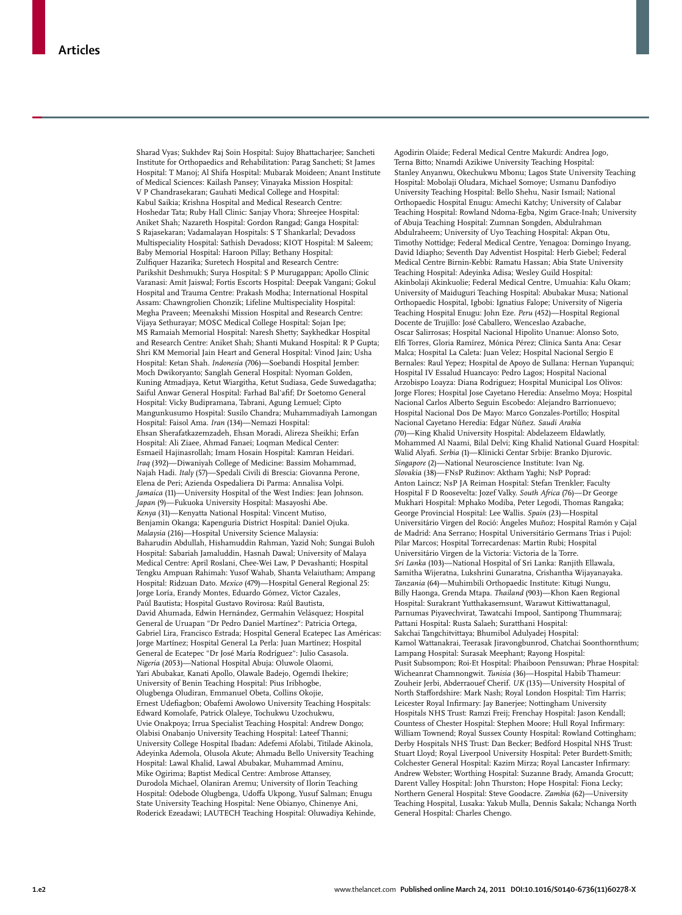Sharad Vyas; Sukhdev Raj Soin Hospital: Sujoy Bhattacharjee; Sancheti Institute for Orthopaedics and Rehabilitation: Parag Sancheti; St James Hospital: T Manoj; Al Shifa Hospital: Mubarak Moideen; Anant Institute of Medical Sciences: Kailash Pansey; Vinayaka Mission Hospital: V P Chandrasekaran; Gauhati Medical College and Hospital: Kabul Saikia; Krishna Hospital and Medical Research Centre: Hoshedar Tata; Ruby Hall Clinic: Sanjay Vhora; Shreejee Hospital: Aniket Shah; Nazareth Hospital: Gordon Rangad; Ganga Hospital: S Rajasekaran; Vadamalayan Hospitals: S T Shankarlal; Devadoss Multispeciality Hospital: Sathish Devadoss; KIOT Hospital: M Saleem; Baby Memorial Hospital: Haroon Pillay; Bethany Hospital: Zulfiquer Hazarika; Suretech Hospital and Research Centre: Parikshit Deshmukh; Surya Hospital: S P Murugappan; Apollo Clinic Varanasi: Amit Jaiswal; Fortis Escorts Hospital: Deepak Vangani; Gokul Hospital and Trauma Centre: Prakash Modha; International Hospital Assam: Chawngrolien Chonzik; Lifeline Multispeciality Hospital: Megha Praveen; Meenakshi Mission Hospital and Research Centre: Vijaya Sethurayar; MOSC Medical College Hospital: Sojan Ipe; MS Ramaiah Memorial Hospital: Naresh Shetty; Saykhedkar Hospital and Research Centre: Aniket Shah; Shanti Mukand Hospital: R P Gupta; Shri KM Memorial Jain Heart and General Hospital: Vinod Jain; Usha Hospital: Ketan Shah. *Indonesia* (706)—Soebandi Hospital Jember: Moch Dwikoryanto; Sanglah General Hospital: Nyoman Golden, Kuning Atmadjaya, Ketut Wiargitha, Ketut Sudiasa, Gede Suwedagatha; Saiful Anwar General Hospital: Farhad Bal'afif; Dr Soetomo General Hospital: Vicky Budipramana, Tabrani, Agung Lemuel; Cipto Mangunkusumo Hospital: Susilo Chandra; Muhammadiyah Lamongan Hospital: Faisol Ama. *Iran* (134)—Nemazi Hospital: Ehsan Sherafatkazemzadeh, Ehsan Moradi, Alireza Sheikhi; Erfan Hospital: Ali Ziaee, Ahmad Fanaei; Loqman Medical Center: Esmaeil Hajinasrollah; Imam Hosain Hospital: Kamran Heidari. *Iraq* (392)—Diwaniyah College of Medicine: Bassim Mohammad, Najah Hadi. *Italy* (57)—Spedali Civili di Brescia: Giovanna Perone, Elena de Peri; Azienda Ospedaliera Di Parma: Annalisa Volpi. *Jamaica* (11)—University Hospital of the West Indies: Jean Johnson. *Japan* (9)—Fukuoka University Hospital: Masayoshi Abe. *Kenya* (31)—Kenyatta National Hospital: Vincent Mutiso, Benjamin Okanga; Kapenguria District Hospital: Daniel Ojuka. *Malaysia* (216)—Hospital University Science Malaysia: Baharudin Abdullah, Hishamuddin Rahman, Yazid Noh; Sungai Buloh Hospital: Sabariah Jamaluddin, Hasnah Dawal; University of Malaya Medical Centre: April Roslani, Chee-Wei Law, P Devashanti; Hospital Tengku Ampuan Rahimah: Yusof Wahab, Shanta Velaiutham; Ampang Hospital: Ridzuan Dato. *Mexico* (479)—Hospital General Regional 25: Jorge Loría, Erandy Montes, Eduardo Gómez, Víctor Cazales, Paúl Bautista; Hospital Gustavo Rovirosa: Raúl Bautista, David Ahumada, Edwin Hernández, Germahin Velásquez; Hospital General de Uruapan "Dr Pedro Daniel Martínez": Patricia Ortega, Gabriel Lira, Francisco Estrada; Hospital General Ecatepec Las Américas: Jorge Martínez; Hospital General La Perla: Juan Martínez; Hospital General de Ecatepec "Dr José María Rodríguez": Julio Casasola. *Nigeria* (2053)—National Hospital Abuja: Oluwole Olaomi, Yari Abubakar, Kanati Apollo, Olawale Badejo, Ogemdi Ihekire; University of Benin Teaching Hospital: Pius Iribhogbe, Olugbenga Oludiran, Emmanuel Obeta, Collins Okojie, Ernest Udefiagbon; Obafemi Awolowo University Teaching Hospitals: Edward Komolafe, Patrick Olaleye, Tochukwu Uzochukwu, Uvie Onakpoya; Irrua Specialist Teaching Hospital: Andrew Dongo; Olabisi Onabanjo University Teaching Hospital: Lateef Thanni; University College Hospital Ibadan: Adefemi Afolabi, Titilade Akinola, Adeyinka Ademola, Olusola Akute; Ahmadu Bello University Teaching Hospital: Lawal Khalid, Lawal Abubakar, Muhammad Aminu, Mike Ogirima; Baptist Medical Centre: Ambrose Attansey, Durodola Michael, Olaniran Aremu; University of Ilorin Teaching Hospital: Odebode Olugbenga, Udoffa Ukpong, Yusuf Salman; Enugu State University Teaching Hospital: Nene Obianyo, Chinenye Ani, Roderick Ezeadawi; LAUTECH Teaching Hospital: Oluwadiya Kehinde, Agodirin Olaide; Federal Medical Centre Makurdi: Andrea Jogo, Terna Bitto; Nnamdi Azikiwe University Teaching Hospital: Stanley Anyanwu, Okechukwu Mbonu; Lagos State University Teaching Hospital: Mobolaji Oludara, Michael Somoye; Usmanu Danfodiyo University Teaching Hospital: Bello Shehu, Nasir Ismail; National Orthopaedic Hospital Enugu: Amechi Katchy; University of Calabar Teaching Hospital: Rowland Ndoma-Egba, Ngim Grace-Inah; University of Abuja Teaching Hospital: Zumnan Songden, Abdulrahman Abdulraheem; University of Uyo Teaching Hospital: Akpan Otu, Timothy Nottidge; Federal Medical Centre, Yenagoa: Domingo Inyang, David Idiapho; Seventh Day Adventist Hospital: Herb Giebel; Federal Medical Centre Birnin-Kebbi: Ramatu Hassan; Abia State University Teaching Hospital: Adeyinka Adisa; Wesley Guild Hospital: Akinbolaji Akinkuolie; Federal Medical Centre, Umuahia: Kalu Okam; University of Maiduguri Teaching Hospital: Abubakar Musa; National Orthopaedic Hospital, Igbobi: Ignatius Falope; University of Nigeria Teaching Hospital Enugu: John Eze. *Peru* (452)—Hospital Regional Docente de Trujillo: José Caballero, Wenceslao Azabache, Oscar Salirrosas; Hospital Nacional Hipolito Unanue: Alonso Soto, Elfi Torres, Gloria Ramírez, Mónica Pérez; Clinica Santa Ana: Cesar Malca; Hospital La Caleta: Juan Velez; Hospital Nacional Sergio E Bernales: Raul Yepez; Hospital de Apoyo de Sullana: Hernan Yupanqui; Hospital IV Essalud Huancayo: Pedro Lagos; Hospital Nacional Arzobispo Loayza: Diana Rodriguez; Hospital Municipal Los Olivos: Jorge Flores; Hospital Jose Cayetano Heredia: Anselmo Moya; Hospital Nacional Carlos Alberto Seguin Escobedo: Alejandro Barrionuevo; Hospital Nacional Dos De Mayo: Marco Gonzales-Portillo; Hospital Nacional Cayetano Heredia: Edgar Núñez. *Saudi Arabia* (70)—King Khalid University Hospital: Abdelazeem Eldawlatly, Mohammed Al Naami, Bilal Delvi; King Khalid National Guard Hospital: Walid Alyafi. *Serbia* (1)—Klinicki Centar Srbije: Branko Djurovic. *Singapore* (2)—National Neuroscience Institute: Ivan Ng. *Slovakia* (38)—FNsP Ružinov: Aktham Yaghi; NsP Poprad: Anton Laincz; NsP JA Reiman Hospital: Stefan Trenkler; Faculty Hospital F D Roosevelta: Jozef Valky. *South Africa* (76)—Dr George Mukhari Hospital: Mphako Modiba, Peter Legodi, Thomas Rangaka; George Provincial Hospital: Lee Wallis. *Spain* (23)—Hospital Universitário Virgen del Roció: Ángeles Muñoz; Hospital Ramón y Cajal de Madrid: Ana Serrano; Hospital Universitário Germans Trias i Pujol: Pilar Marcos; Hospital Torrecardenas: Martin Rubi; Hospital Universitário Virgen de la Victoria: Victoria de la Torre. *Sri Lanka* (103)—National Hospital of Sri Lanka: Ranjith Ellawala, Samitha Wijeratna, Lukshrini Gunaratna, Crishantha Wijayanayaka. *Tanzania* (64)—Muhimbili Orthopaedic Institute: Kitugi Nungu, Billy Haonga, Grenda Mtapa. *Thailand* (903)—Khon Kaen Regional Hospital: Surakrant Yutthakasemsunt, Warawut Kittiwattanagul, Parnumas Piyavechvirat, Tawatchai Impool, Santipong Thummaraj; Pattani Hospital: Rusta Salaeh; Suratthani Hospital: Sakchai Tangchitvittaya; Bhumibol Adulyadej Hospital: Kamol Wattanakrai, Teerasak Jiravongbunrod, Chatchai Soonthornthum; Lampang Hospital: Surasak Meephant; Rayong Hospital: Pusit Subsompon; Roi-Et Hospital: Phaiboon Pensuwan; Phrae Hospital: Wicheanrat Chamnongwit. *Tunisia* (36)—Hospital Habib Thameur: Zouheir Jerbi, Abderraouef Cherif. *UK* (135)—University Hospital of North Staffordshire: Mark Nash; Royal London Hospital: Tim Harris; Leicester Royal Infirmary: Jay Banerjee; Nottingham University Hospitals NHS Trust: Ramzi Freij; Frenchay Hospital: Jason Kendall; Countess of Chester Hospital: Stephen Moore; Hull Royal Infirmary: William Townend; Royal Sussex County Hospital: Rowland Cottingham; Derby Hospitals NHS Trust: Dan Becker; Bedford Hospital NHS Trust: Stuart Lloyd; Royal Liverpool University Hospital: Peter Burdett-Smith; Colchester General Hospital: Kazim Mirza; Royal Lancaster Infirmary: Andrew Webster; Worthing Hospital: Suzanne Brady, Amanda Grocutt; Darent Valley Hospital: John Thurston; Hope Hospital: Fiona Lecky; Northern General Hospital: Steve Goodacre. *Zambia* (62)—University Teaching Hospital, Lusaka: Yakub Mulla, Dennis Sakala; Nchanga North General Hospital: Charles Chengo.